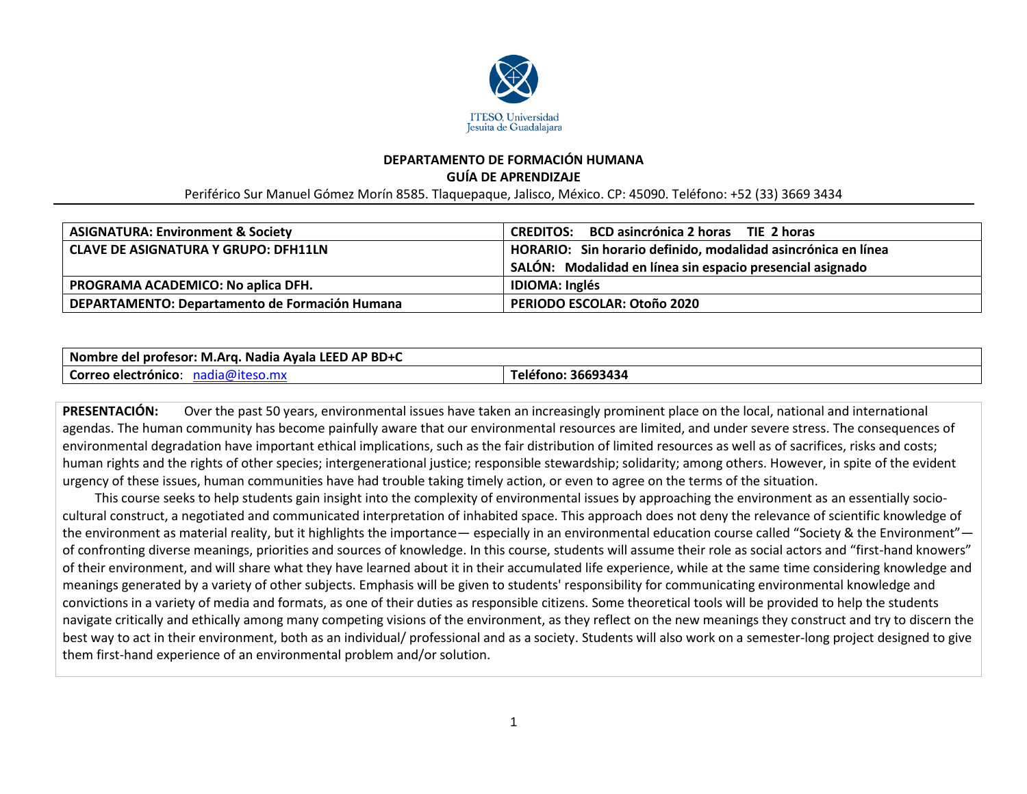ITESO, Universidad Jesuita de Guadalajara

**DEPARTAMENTO DE FORMACIÓN HUMANA**

**GUÍA DE APRENDIZAJE**

Periférico Sur Manuel Gómez Morín 8585. Tlaquepaque, Jalisco, México. CP: 45090. Teléfono: +52 (33) 3669 3434

| | |
|---|---|
| **ASIGNATURA: Environment & Society** | **CREDITOS: BCD asincrónica 2 horas TIE 2 horas** |
| **CLAVE DE ASIGNATURA Y GRUPO: DFH11LN** | **HORARIO: Sin horario definido, modalidad asincrónica en línea**<br>**SALÓN: Modalidad en línea sin espacio presencial asignado** |
| **PROGRAMA ACADEMICO: No aplica DFH.** | **IDIOMA: Inglés** |
| **DEPARTAMENTO: Departamento de Formación Humana** | **PERIODO ESCOLAR: Otoño 2020** |

| | |
|---|---|
| **Nombre del profesor: M.Arq. Nadia Ayala LEED AP BD+C** | |
| **Correo electrónico**: nadia@iteso.mx | **Teléfono: 36693434** |

**PRESENTACIÓN:** Over the past 50 years, environmental issues have taken an increasingly prominent place on the local, national and international agendas. The human community has become painfully aware that our environmental resources are limited, and under severe stress. The consequences of environmental degradation have important ethical implications, such as the fair distribution of limited resources as well as of sacrifices, risks and costs; human rights and the rights of other species; intergenerational justice; responsible stewardship; solidarity; among others. However, in spite of the evident urgency of these issues, human communities have had trouble taking timely action, or even to agree on the terms of the situation.

This course seeks to help students gain insight into the complexity of environmental issues by approaching the environment as an essentially socio-cultural construct, a negotiated and communicated interpretation of inhabited space. This approach does not deny the relevance of scientific knowledge of the environment as material reality, but it highlights the importance— especially in an environmental education course called "Society & the Environment"— of confronting diverse meanings, priorities and sources of knowledge. In this course, students will assume their role as social actors and "first-hand knowers" of their environment, and will share what they have learned about it in their accumulated life experience, while at the same time considering knowledge and meanings generated by a variety of other subjects. Emphasis will be given to students' responsibility for communicating environmental knowledge and convictions in a variety of media and formats, as one of their duties as responsible citizens. Some theoretical tools will be provided to help the students navigate critically and ethically among many competing visions of the environment, as they reflect on the new meanings they construct and try to discern the best way to act in their environment, both as an individual/ professional and as a society. Students will also work on a semester-long project designed to give them first-hand experience of an environmental problem and/or solution.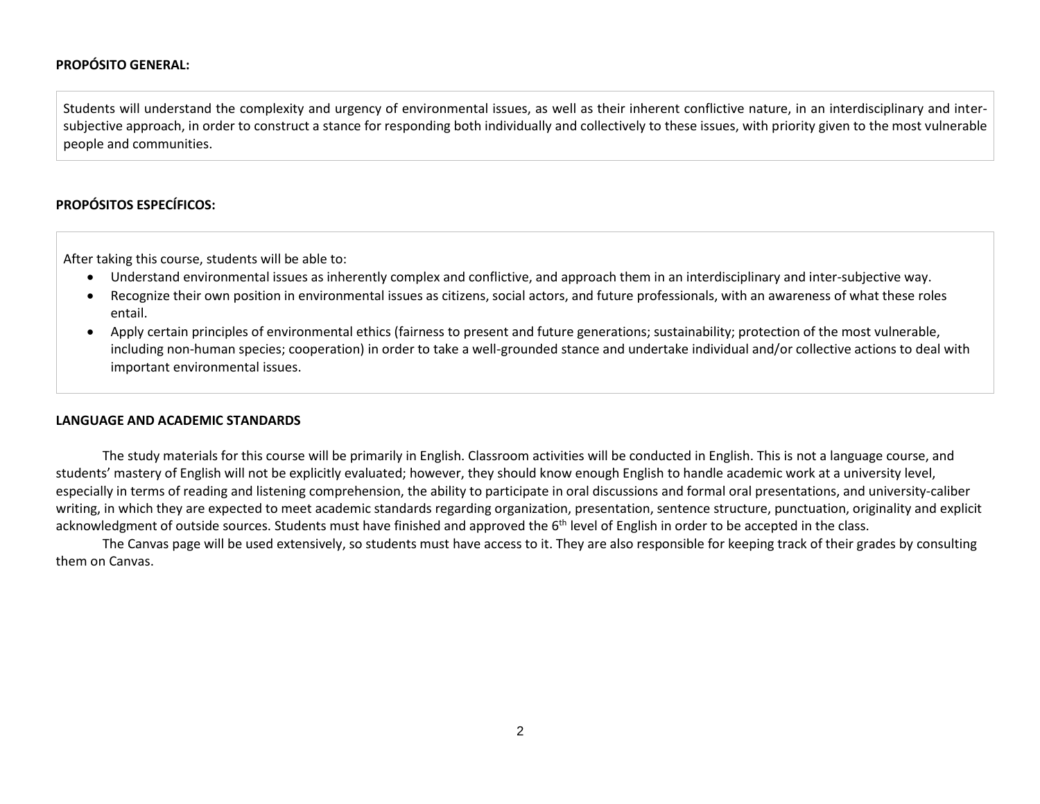**PROPÓSITO GENERAL:**

Students will understand the complexity and urgency of environmental issues, as well as their inherent conflictive nature, in an interdisciplinary and inter-subjective approach, in order to construct a stance for responding both individually and collectively to these issues, with priority given to the most vulnerable people and communities.

**PROPÓSITOS ESPECÍFICOS:**

After taking this course, students will be able to:

- Understand environmental issues as inherently complex and conflictive, and approach them in an interdisciplinary and inter-subjective way.
- Recognize their own position in environmental issues as citizens, social actors, and future professionals, with an awareness of what these roles entail.
- Apply certain principles of environmental ethics (fairness to present and future generations; sustainability; protection of the most vulnerable, including non-human species; cooperation) in order to take a well-grounded stance and undertake individual and/or collective actions to deal with important environmental issues.

**LANGUAGE AND ACADEMIC STANDARDS**

The study materials for this course will be primarily in English. Classroom activities will be conducted in English. This is not a language course, and students' mastery of English will not be explicitly evaluated; however, they should know enough English to handle academic work at a university level, especially in terms of reading and listening comprehension, the ability to participate in oral discussions and formal oral presentations, and university-caliber writing, in which they are expected to meet academic standards regarding organization, presentation, sentence structure, punctuation, originality and explicit acknowledgment of outside sources. Students must have finished and approved the 6th level of English in order to be accepted in the class.

The Canvas page will be used extensively, so students must have access to it. They are also responsible for keeping track of their grades by consulting them on Canvas.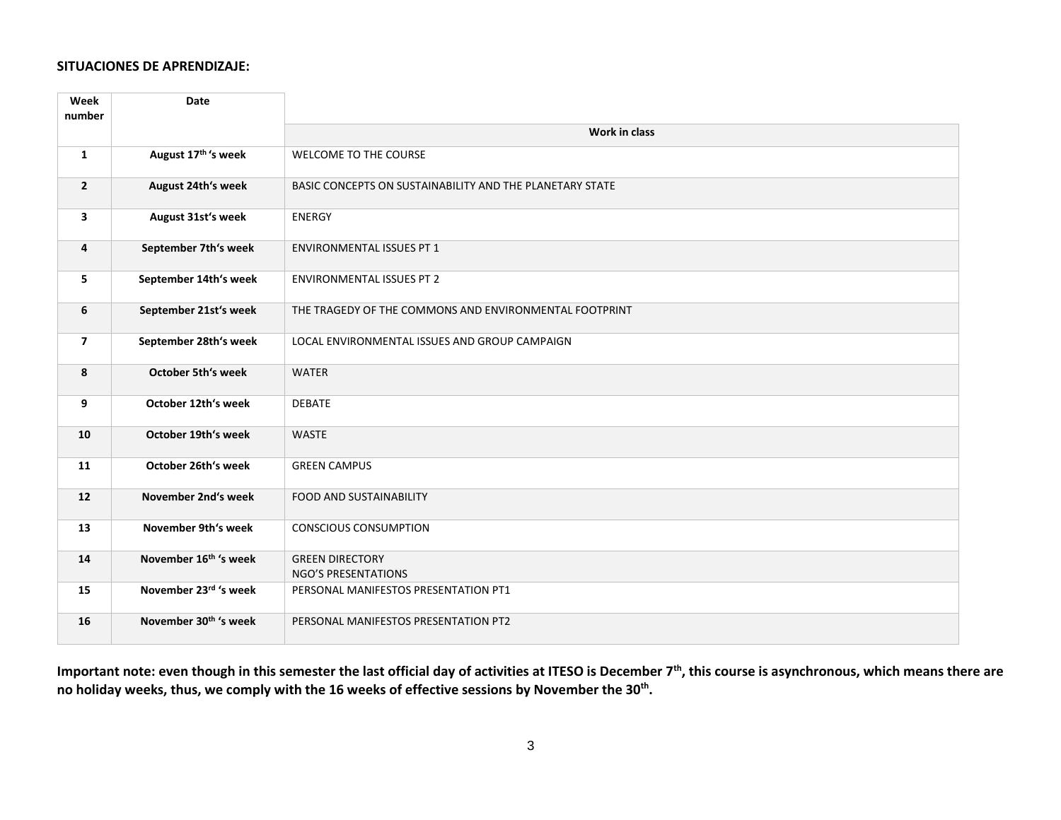**SITUACIONES DE APRENDIZAJE:**

| Week number | Date | Work in class |
|---|---|---|
| 1 | August 17th 's week | WELCOME TO THE COURSE |
| 2 | August 24th's week | BASIC CONCEPTS ON SUSTAINABILITY AND THE PLANETARY STATE |
| 3 | August 31st's week | ENERGY |
| 4 | September 7th's week | ENVIRONMENTAL ISSUES PT 1 |
| 5 | September 14th's week | ENVIRONMENTAL ISSUES PT 2 |
| 6 | September 21st's week | THE TRAGEDY OF THE COMMONS AND ENVIRONMENTAL FOOTPRINT |
| 7 | September 28th's week | LOCAL ENVIRONMENTAL ISSUES AND GROUP CAMPAIGN |
| 8 | October 5th's week | WATER |
| 9 | October 12th's week | DEBATE |
| 10 | October 19th's week | WASTE |
| 11 | October 26th's week | GREEN CAMPUS |
| 12 | November 2nd's week | FOOD AND SUSTAINABILITY |
| 13 | November 9th's week | CONSCIOUS CONSUMPTION |
| 14 | November 16th 's week | GREEN DIRECTORY<br>NGO'S PRESENTATIONS |
| 15 | November 23rd 's week | PERSONAL MANIFESTOS PRESENTATION PT1 |
| 16 | November 30th 's week | PERSONAL MANIFESTOS PRESENTATION PT2 |

**Important note: even though in this semester the last official day of activities at ITESO is December 7th, this course is asynchronous, which means there are no holiday weeks, thus, we comply with the 16 weeks of effective sessions by November the 30th.**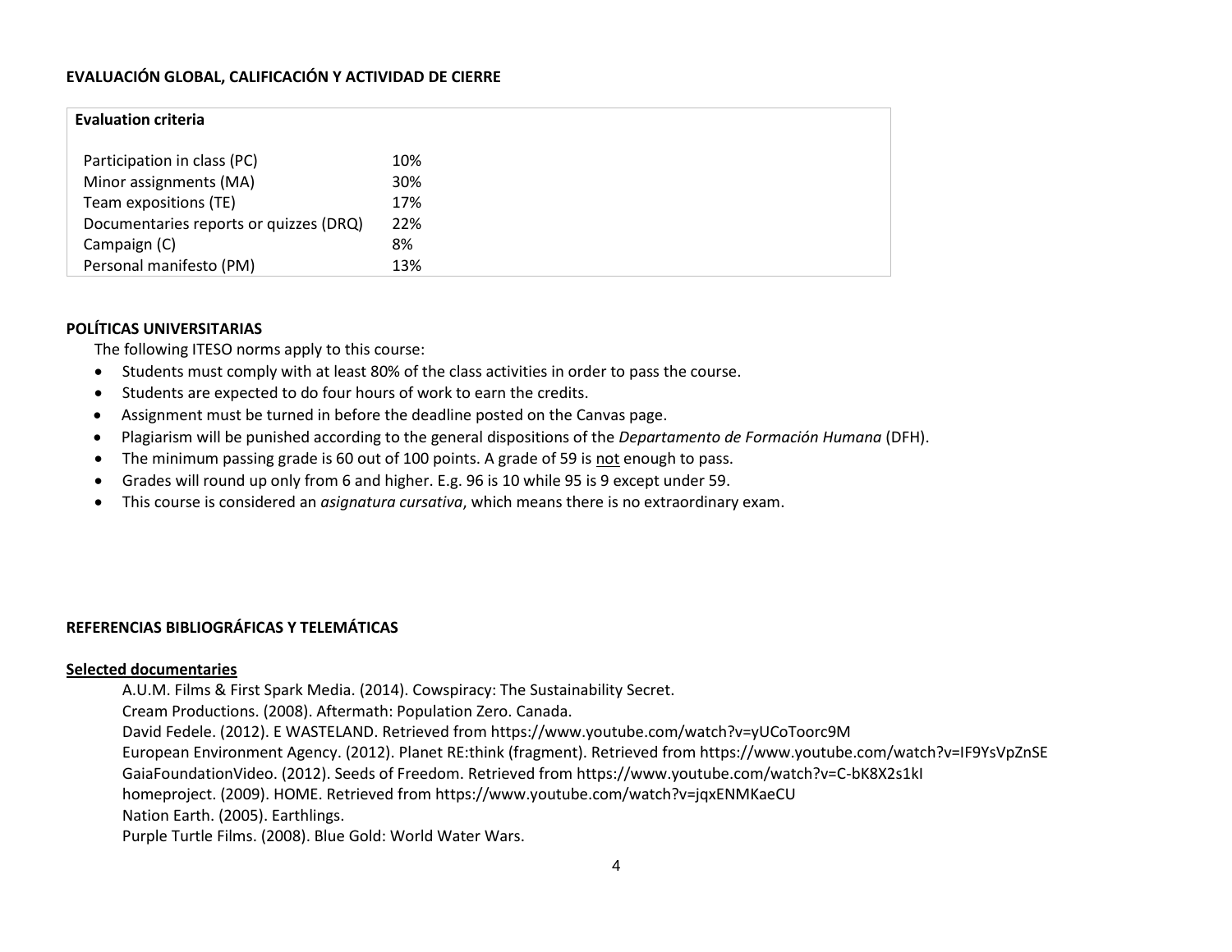**EVALUACIÓN GLOBAL, CALIFICACIÓN Y ACTIVIDAD DE CIERRE**

| Evaluation criteria | |
|---|---|
| Participation in class (PC) | 10% |
| Minor assignments (MA) | 30% |
| Team expositions (TE) | 17% |
| Documentaries reports or quizzes (DRQ) | 22% |
| Campaign (C) | 8% |
| Personal manifesto (PM) | 13% |

**POLÍTICAS UNIVERSITARIAS**

The following ITESO norms apply to this course:

- Students must comply with at least 80% of the class activities in order to pass the course.
- Students are expected to do four hours of work to earn the credits.
- Assignment must be turned in before the deadline posted on the Canvas page.
- Plagiarism will be punished according to the general dispositions of the *Departamento de Formación Humana* (DFH).
- The minimum passing grade is 60 out of 100 points. A grade of 59 is <u>not</u> enough to pass.
- Grades will round up only from 6 and higher. E.g. 96 is 10 while 95 is 9 except under 59.
- This course is considered an *asignatura cursativa*, which means there is no extraordinary exam.

**REFERENCIAS BIBLIOGRÁFICAS Y TELEMÁTICAS**

**<u>Selected documentaries</u>**

A.U.M. Films & First Spark Media. (2014). Cowspiracy: The Sustainability Secret.
Cream Productions. (2008). Aftermath: Population Zero. Canada.
David Fedele. (2012). E WASTELAND. Retrieved from https://www.youtube.com/watch?v=yUCoToorc9M
European Environment Agency. (2012). Planet RE:think (fragment). Retrieved from https://www.youtube.com/watch?v=IF9YsVpZnSE
GaiaFoundationVideo. (2012). Seeds of Freedom. Retrieved from https://www.youtube.com/watch?v=C-bK8X2s1kI
homeproject. (2009). HOME. Retrieved from https://www.youtube.com/watch?v=jqxENMKaeCU
Nation Earth. (2005). Earthlings.
Purple Turtle Films. (2008). Blue Gold: World Water Wars.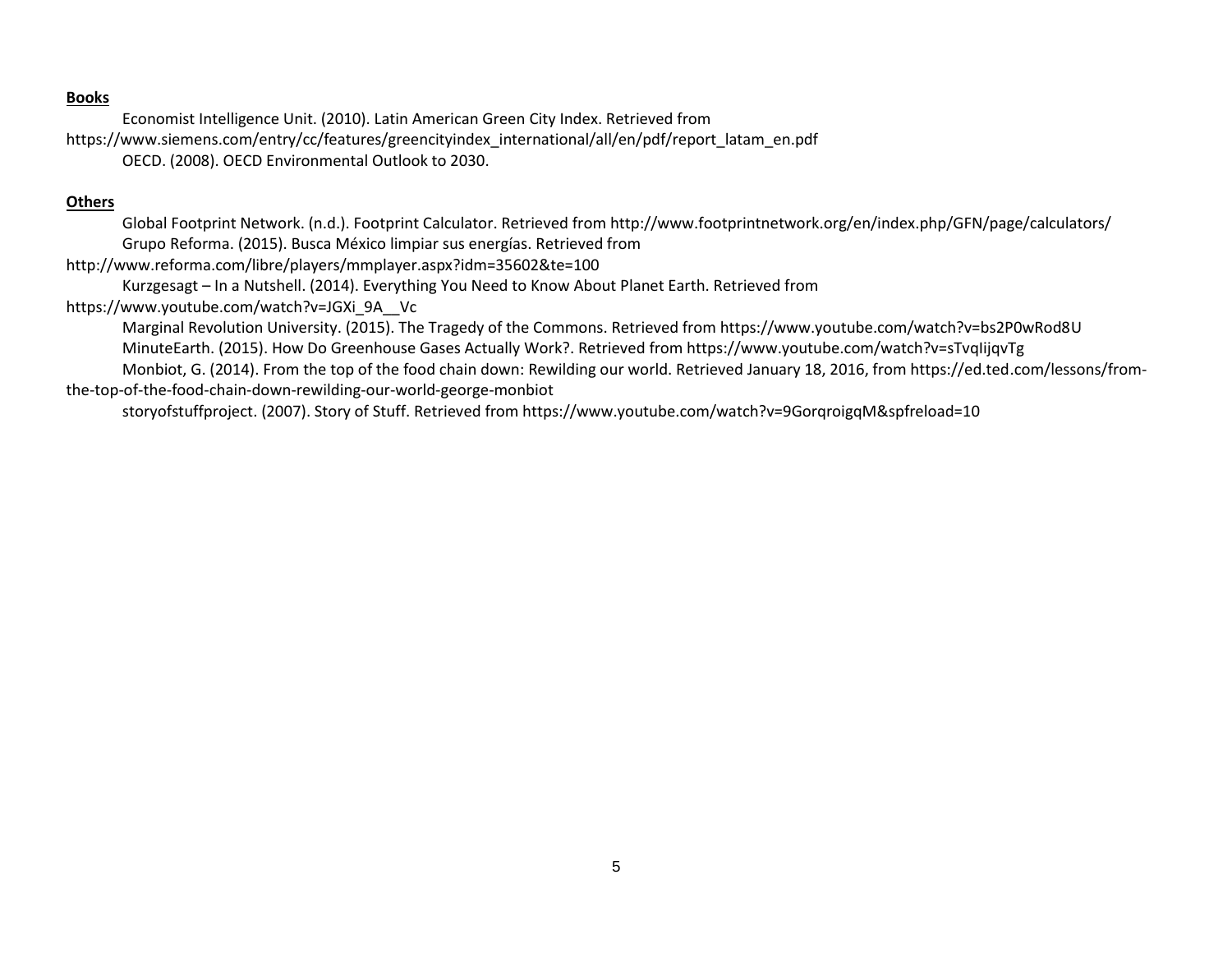**Books**

Economist Intelligence Unit. (2010). Latin American Green City Index. Retrieved from https://www.siemens.com/entry/cc/features/greencityindex_international/all/en/pdf/report_latam_en.pdf

OECD. (2008). OECD Environmental Outlook to 2030.

**Others**

Global Footprint Network. (n.d.). Footprint Calculator. Retrieved from http://www.footprintnetwork.org/en/index.php/GFN/page/calculators/

Grupo Reforma. (2015). Busca México limpiar sus energías. Retrieved from http://www.reforma.com/libre/players/mmplayer.aspx?idm=35602&te=100

Kurzgesagt – In a Nutshell. (2014). Everything You Need to Know About Planet Earth. Retrieved from https://www.youtube.com/watch?v=JGXi_9A__Vc

Marginal Revolution University. (2015). The Tragedy of the Commons. Retrieved from https://www.youtube.com/watch?v=bs2P0wRod8U

MinuteEarth. (2015). How Do Greenhouse Gases Actually Work?. Retrieved from https://www.youtube.com/watch?v=sTvqIijqvTg

Monbiot, G. (2014). From the top of the food chain down: Rewilding our world. Retrieved January 18, 2016, from https://ed.ted.com/lessons/from-the-top-of-the-food-chain-down-rewilding-our-world-george-monbiot

storyofstuffproject. (2007). Story of Stuff. Retrieved from https://www.youtube.com/watch?v=9GorqroigqM&spfreload=10